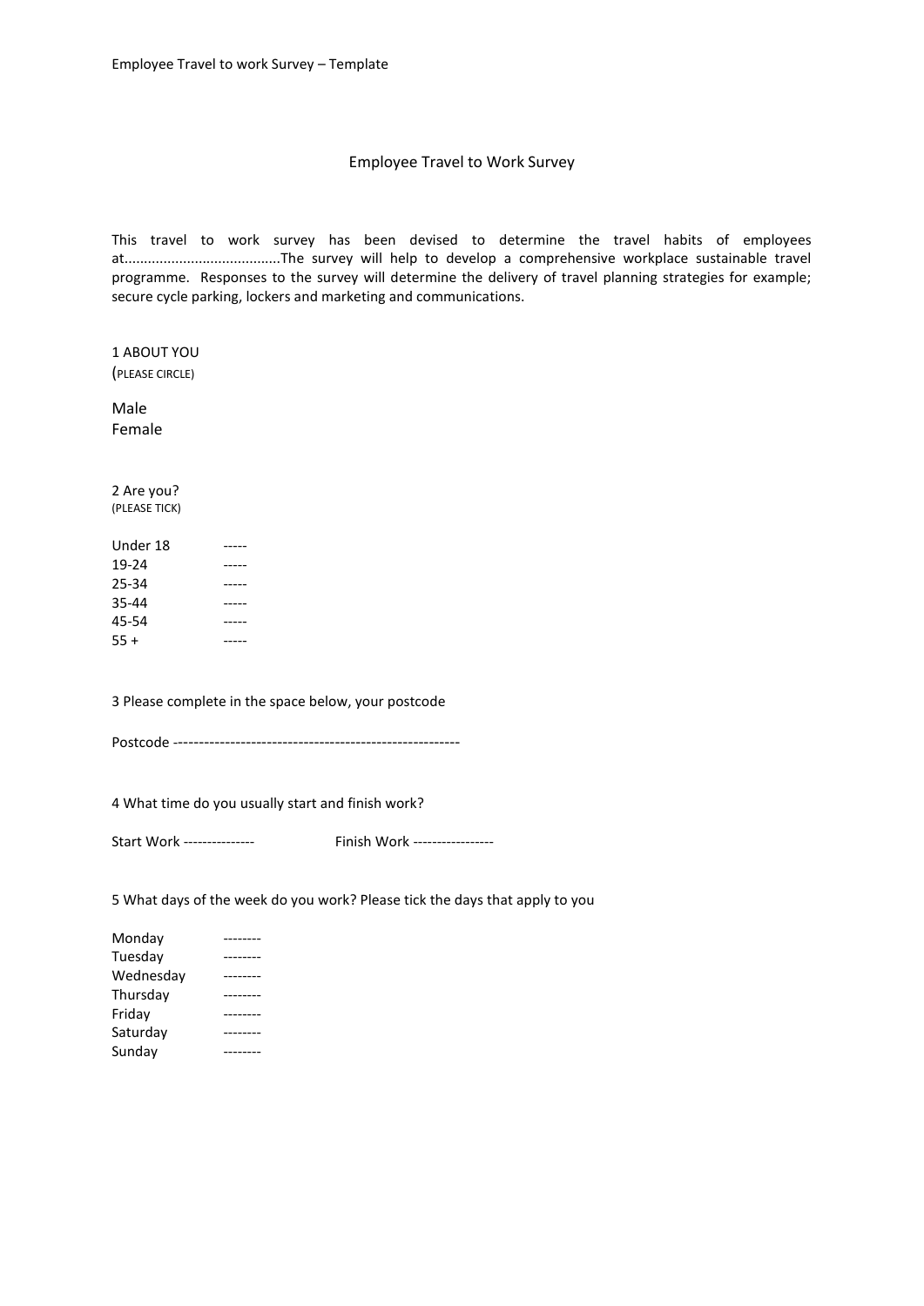# Employee Travel to Work Survey

This travel to work survey has been devised to determine the travel habits of employees at.......................................The survey will help to develop a comprehensive workplace sustainable travel programme. Responses to the survey will determine the delivery of travel planning strategies for example; secure cycle parking, lockers and marketing and communications.

1 ABOUT YOU
(PLEASE CIRCLE)

Male
Female

2 Are you?
(PLEASE TICK)

Under 18 -----
19-24 -----
25-34 -----
35-44 -----
45-54 -----
55 + -----

3 Please complete in the space below, your postcode

Postcode -------------------------------------------------------

4 What time do you usually start and finish work?

Start Work --------------- Finish Work -----------------

5 What days of the week do you work? Please tick the days that apply to you

Monday --------
Tuesday --------
Wednesday --------
Thursday --------
Friday --------
Saturday --------
Sunday --------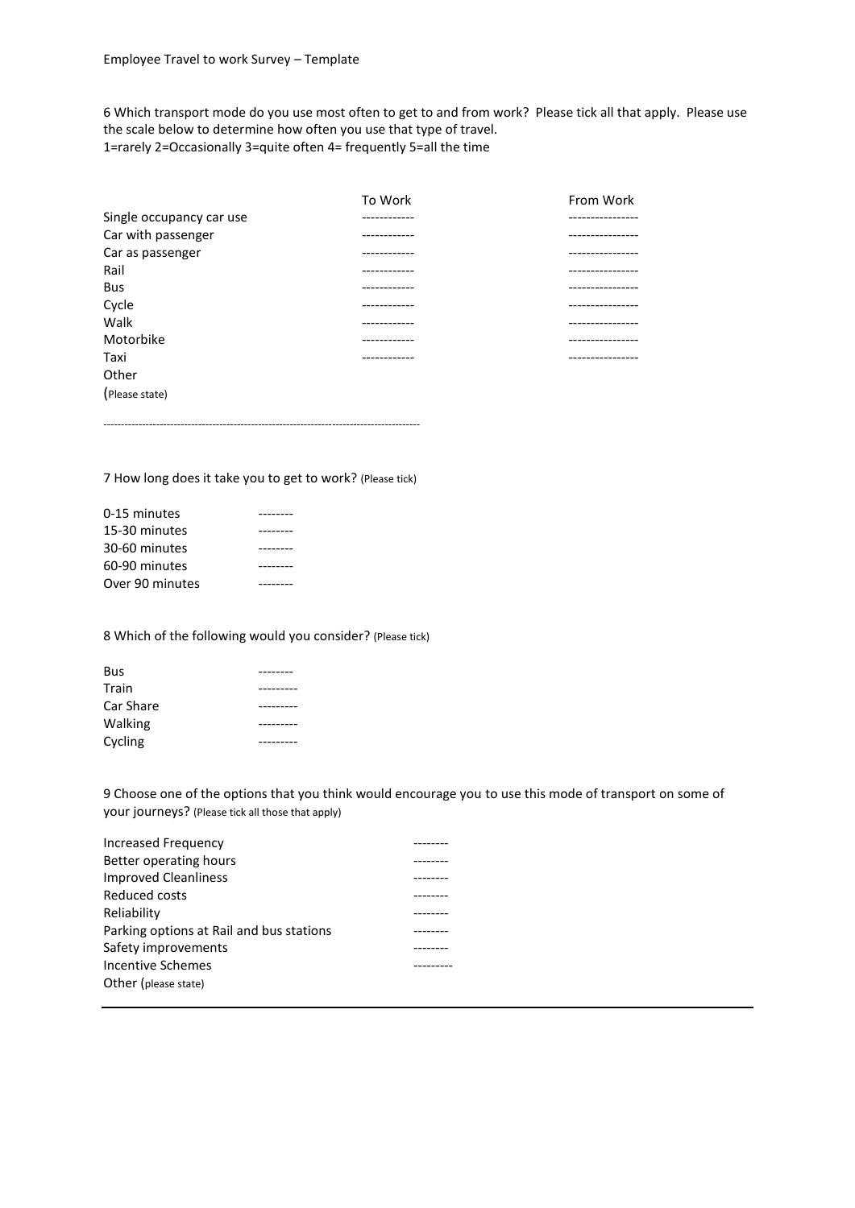Employee Travel to work Survey – Template

6 Which transport mode do you use most often to get to and from work? Please tick all that apply. Please use the scale below to determine how often you use that type of travel.
1=rarely 2=Occasionally 3=quite often 4= frequently 5=all the time

| | To Work | From Work |
|---|---|---|
| Single occupancy car use | ------------ | ---------------- |
| Car with passenger | ------------ | ---------------- |
| Car as passenger | ------------ | ---------------- |
| Rail | ------------ | ---------------- |
| Bus | ------------ | ---------------- |
| Cycle | ------------ | ---------------- |
| Walk | ------------ | ---------------- |
| Motorbike | ------------ | ---------------- |
| Taxi | ------------ | ---------------- |
| Other (Please state) | | |

------------------------------------------------------------------------------------------

7 How long does it take you to get to work? (Please tick)

| | |
|---|---|
| 0-15 minutes | -------- |
| 15-30 minutes | -------- |
| 30-60 minutes | -------- |
| 60-90 minutes | -------- |
| Over 90 minutes | -------- |

8 Which of the following would you consider? (Please tick)

| | |
|---|---|
| Bus | -------- |
| Train | --------- |
| Car Share | --------- |
| Walking | --------- |
| Cycling | --------- |

9 Choose one of the options that you think would encourage you to use this mode of transport on some of your journeys? (Please tick all those that apply)

| | |
|---|---|
| Increased Frequency | -------- |
| Better operating hours | -------- |
| Improved Cleanliness | -------- |
| Reduced costs | -------- |
| Reliability | -------- |
| Parking options at Rail and bus stations | -------- |
| Safety improvements | -------- |
| Incentive Schemes | --------- |
| Other (please state) | |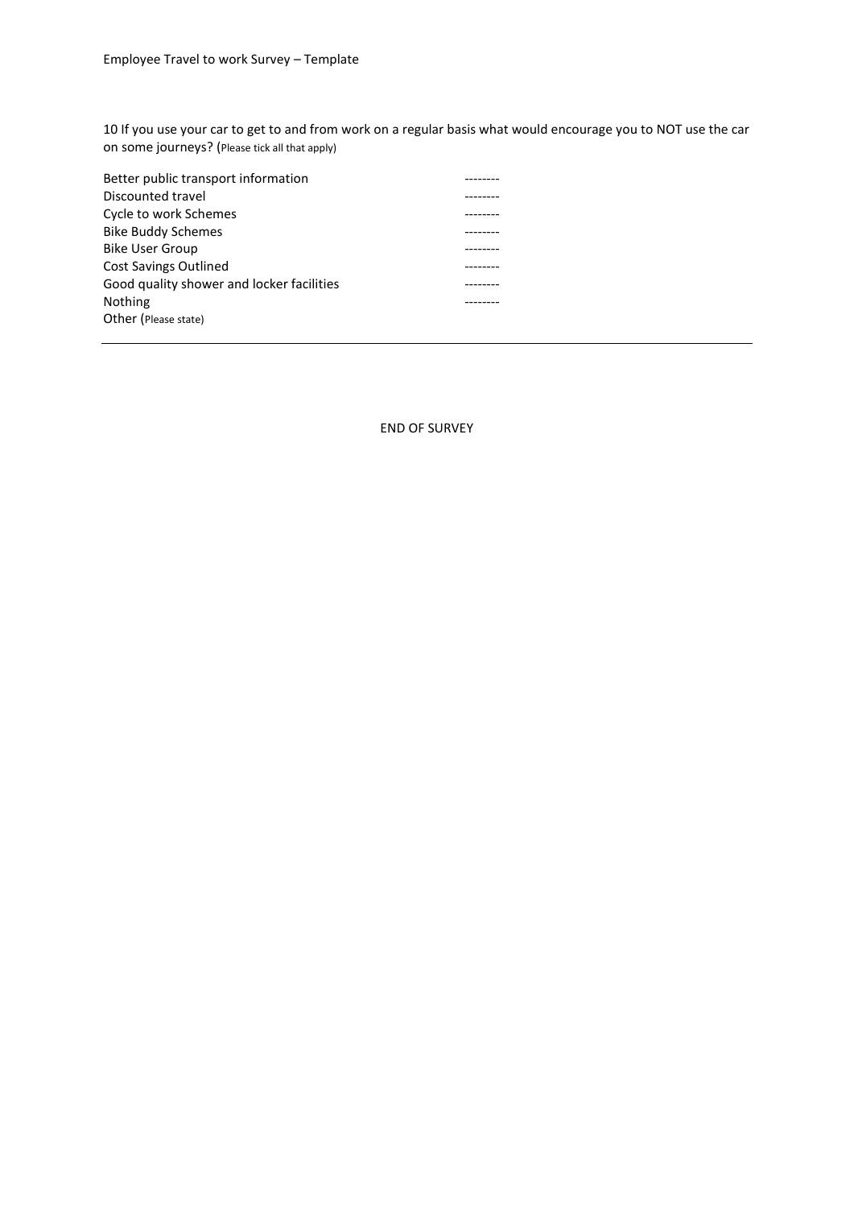10 If you use your car to get to and from work on a regular basis what would encourage you to NOT use the car on some journeys? (Please tick all that apply)

| | |
|---|---|
| Better public transport information | -------- |
| Discounted travel | -------- |
| Cycle to work Schemes | -------- |
| Bike Buddy Schemes | -------- |
| Bike User Group | -------- |
| Cost Savings Outlined | -------- |
| Good quality shower and locker facilities | -------- |
| Nothing | -------- |
| Other (Please state) | |

---

END OF SURVEY